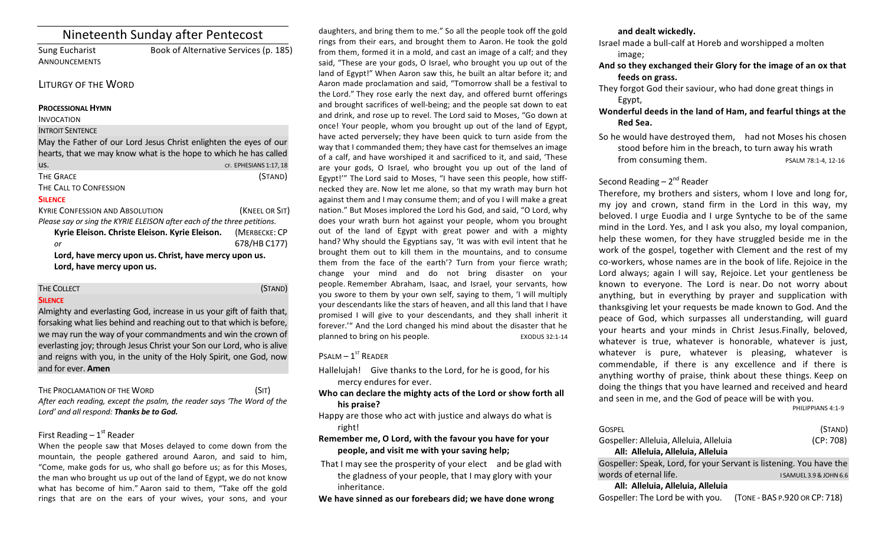# Nineteenth Sunday after Pentecost

Sung Eucharist — Book of Alternative Services (p. 185)

ANNOUNCEMENTS

## LITURGY OF THE WORD

**PROCESSIONAL HYMN**

INVOCATION

INTROIT SENTENCE

May the Father of our Lord Jesus Christ enlighten the eyes of our hearts, that we may know what is the hope to which he has called us. CF. EPHESIANS 1:17, 18

THE GRACE (STAND)

THE CALL TO CONFESSION

**SILENCE**

KYRIE CONFESSION AND ABSOLUTION (KNEEL OR SIT)

*Please say or sing the KYRIE ELEISON after each of the three petitions.*

**Kyrie Eleison. Christe Eleison. Kyrie Eleison.** (MERBECKE: CP 678/HB C177)

*or*

**Lord, have mercy upon us. Christ, have mercy upon us. Lord, have mercy upon us.**

THE COLLECT (STAND)

**SILENCE**

Almighty and everlasting God, increase in us your gift of faith that, forsaking what lies behind and reaching out to that which is before, we may run the way of your commandments and win the crown of everlasting joy; through Jesus Christ your Son our Lord, who is alive and reigns with you, in the unity of the Holy Spirit, one God, now and for ever. **Amen**

THE PROCLAMATION OF THE WORD (SIT)

*After each reading, except the psalm, the reader says 'The Word of the Lord' and all respond:* ***Thanks be to God.***

First Reading – 1st Reader

When the people saw that Moses delayed to come down from the mountain, the people gathered around Aaron, and said to him, "Come, make gods for us, who shall go before us; as for this Moses, the man who brought us up out of the land of Egypt, we do not know what has become of him." Aaron said to them, "Take off the gold rings that are on the ears of your wives, your sons, and your daughters, and bring them to me." So all the people took off the gold rings from their ears, and brought them to Aaron. He took the gold from them, formed it in a mold, and cast an image of a calf; and they said, "These are your gods, O Israel, who brought you up out of the land of Egypt!" When Aaron saw this, he built an altar before it; and Aaron made proclamation and said, "Tomorrow shall be a festival to the Lord." They rose early the next day, and offered burnt offerings and brought sacrifices of well-being; and the people sat down to eat and drink, and rose up to revel. The Lord said to Moses, "Go down at once! Your people, whom you brought up out of the land of Egypt, have acted perversely; they have been quick to turn aside from the way that I commanded them; they have cast for themselves an image of a calf, and have worshiped it and sacrificed to it, and said, 'These are your gods, O Israel, who brought you up out of the land of Egypt!'" The Lord said to Moses, "I have seen this people, how stiff-necked they are. Now let me alone, so that my wrath may burn hot against them and I may consume them; and of you I will make a great nation." But Moses implored the Lord his God, and said, "O Lord, why does your wrath burn hot against your people, whom you brought out of the land of Egypt with great power and with a mighty hand? Why should the Egyptians say, 'It was with evil intent that he brought them out to kill them in the mountains, and to consume them from the face of the earth'? Turn from your fierce wrath; change your mind and do not bring disaster on your people. Remember Abraham, Isaac, and Israel, your servants, how you swore to them by your own self, saying to them, 'I will multiply your descendants like the stars of heaven, and all this land that I have promised I will give to your descendants, and they shall inherit it forever.'" And the Lord changed his mind about the disaster that he planned to bring on his people. EXODUS 32:1-14

PSALM – 1ST READER

Hallelujah! Give thanks to the Lord, for he is good, for his mercy endures for ever.

**Who can declare the mighty acts of the Lord or show forth all his praise?**

Happy are those who act with justice and always do what is right!

**Remember me, O Lord, with the favour you have for your people, and visit me with your saving help;**

That I may see the prosperity of your elect and be glad with the gladness of your people, that I may glory with your inheritance.

**We have sinned as our forebears did; we have done wrong and dealt wickedly.**

Israel made a bull-calf at Horeb and worshipped a molten image;

**And so they exchanged their Glory for the image of an ox that feeds on grass.**

They forgot God their saviour, who had done great things in Egypt,

**Wonderful deeds in the land of Ham, and fearful things at the Red Sea.**

So he would have destroyed them, had not Moses his chosen stood before him in the breach, to turn away his wrath from consuming them. PSALM 78:1-4, 12-16

Second Reading – 2nd Reader

Therefore, my brothers and sisters, whom I love and long for, my joy and crown, stand firm in the Lord in this way, my beloved. I urge Euodia and I urge Syntyche to be of the same mind in the Lord. Yes, and I ask you also, my loyal companion, help these women, for they have struggled beside me in the work of the gospel, together with Clement and the rest of my co-workers, whose names are in the book of life. Rejoice in the Lord always; again I will say, Rejoice. Let your gentleness be known to everyone. The Lord is near. Do not worry about anything, but in everything by prayer and supplication with thanksgiving let your requests be made known to God. And the peace of God, which surpasses all understanding, will guard your hearts and your minds in Christ Jesus.Finally, beloved, whatever is true, whatever is honorable, whatever is just, whatever is pure, whatever is pleasing, whatever is commendable, if there is any excellence and if there is anything worthy of praise, think about these things. Keep on doing the things that you have learned and received and heard and seen in me, and the God of peace will be with you. PHILIPPIANS 4:1-9

GOSPEL (STAND)

Gospeller: Alleluia, Alleluia, Alleluia (CP: 708)

**All: Alleluia, Alleluia, Alleluia**

Gospeller: Speak, Lord, for your Servant is listening. You have the words of eternal life. I SAMUEL 3.9 & JOHN 6.6

**All: Alleluia, Alleluia, Alleluia**

Gospeller: The Lord be with you. (TONE - BAS P.920 OR CP: 718)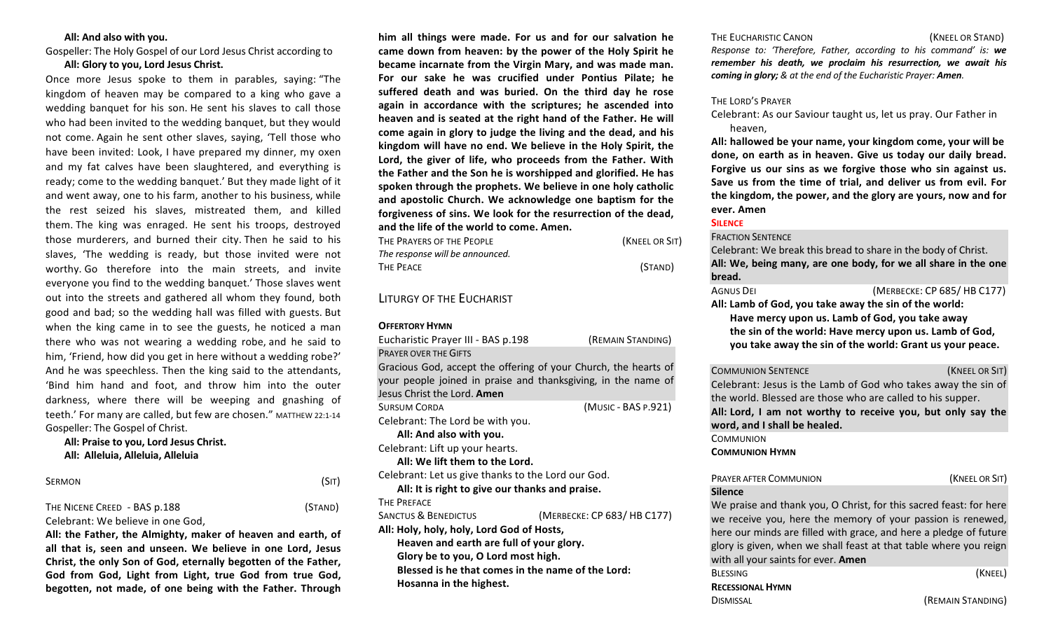**All: And also with you.**

Gospeller: The Holy Gospel of our Lord Jesus Christ according to

**All: Glory to you, Lord Jesus Christ.**

Once more Jesus spoke to them in parables, saying: "The kingdom of heaven may be compared to a king who gave a wedding banquet for his son. He sent his slaves to call those who had been invited to the wedding banquet, but they would not come. Again he sent other slaves, saying, 'Tell those who have been invited: Look, I have prepared my dinner, my oxen and my fat calves have been slaughtered, and everything is ready; come to the wedding banquet.' But they made light of it and went away, one to his farm, another to his business, while the rest seized his slaves, mistreated them, and killed them. The king was enraged. He sent his troops, destroyed those murderers, and burned their city. Then he said to his slaves, 'The wedding is ready, but those invited were not worthy. Go therefore into the main streets, and invite everyone you find to the wedding banquet.' Those slaves went out into the streets and gathered all whom they found, both good and bad; so the wedding hall was filled with guests. But when the king came in to see the guests, he noticed a man there who was not wearing a wedding robe, and he said to him, 'Friend, how did you get in here without a wedding robe?' And he was speechless. Then the king said to the attendants, 'Bind him hand and foot, and throw him into the outer darkness, where there will be weeping and gnashing of teeth.' For many are called, but few are chosen." MATTHEW 22:1-14

Gospeller: The Gospel of Christ.

**All: Praise to you, Lord Jesus Christ.**

**All: Alleluia, Alleluia, Alleluia**

SERMON (SIT)

THE NICENE CREED - BAS p.188 (STAND)

Celebrant: We believe in one God,

**All: the Father, the Almighty, maker of heaven and earth, of all that is, seen and unseen. We believe in one Lord, Jesus Christ, the only Son of God, eternally begotten of the Father, God from God, Light from Light, true God from true God, begotten, not made, of one being with the Father. Through him all things were made. For us and for our salvation he came down from heaven: by the power of the Holy Spirit he became incarnate from the Virgin Mary, and was made man. For our sake he was crucified under Pontius Pilate; he suffered death and was buried. On the third day he rose again in accordance with the scriptures; he ascended into heaven and is seated at the right hand of the Father. He will come again in glory to judge the living and the dead, and his kingdom will have no end. We believe in the Holy Spirit, the Lord, the giver of life, who proceeds from the Father. With the Father and the Son he is worshipped and glorified. He has spoken through the prophets. We believe in one holy catholic and apostolic Church. We acknowledge one baptism for the forgiveness of sins. We look for the resurrection of the dead, and the life of the world to come. Amen.**

THE PRAYERS OF THE PEOPLE (KNEEL OR SIT)

*The response will be announced.*

THE PEACE (STAND)

## LITURGY OF THE EUCHARIST

**OFFERTORY HYMN**

Eucharistic Prayer III - BAS p.198 (REMAIN STANDING)

PRAYER OVER THE GIFTS

Gracious God, accept the offering of your Church, the hearts of your people joined in praise and thanksgiving, in the name of Jesus Christ the Lord. **Amen**

SURSUM CORDA (MUSIC - BAS P.921)

Celebrant: The Lord be with you.

**All: And also with you.**

Celebrant: Lift up your hearts.

**All: We lift them to the Lord.**

Celebrant: Let us give thanks to the Lord our God.

**All: It is right to give our thanks and praise.**

THE PREFACE

SANCTUS & BENEDICTUS (MERBECKE: CP 683/ HB C177)

**All: Holy, holy, holy, Lord God of Hosts,**
**Heaven and earth are full of your glory.**
**Glory be to you, O Lord most high.**
**Blessed is he that comes in the name of the Lord:**
**Hosanna in the highest.**

THE EUCHARISTIC CANON (KNEEL OR STAND)

*Response to: 'Therefore, Father, according to his command' is:* ***we remember his death, we proclaim his resurrection, we await his coming in glory;*** *& at the end of the Eucharistic Prayer:* ***Amen****.*

THE LORD'S PRAYER

Celebrant: As our Saviour taught us, let us pray. Our Father in heaven,

**All: hallowed be your name, your kingdom come, your will be done, on earth as in heaven. Give us today our daily bread. Forgive us our sins as we forgive those who sin against us. Save us from the time of trial, and deliver us from evil. For the kingdom, the power, and the glory are yours, now and for ever. Amen**

**SILENCE**

FRACTION SENTENCE

Celebrant: We break this bread to share in the body of Christ.

**All: We, being many, are one body, for we all share in the one bread.**

AGNUS DEI (MERBECKE: CP 685/ HB C177)

**All: Lamb of God, you take away the sin of the world:**
**Have mercy upon us. Lamb of God, you take away the sin of the world: Have mercy upon us. Lamb of God, you take away the sin of the world: Grant us your peace.**

COMMUNION SENTENCE (KNEEL OR SIT)

Celebrant: Jesus is the Lamb of God who takes away the sin of the world. Blessed are those who are called to his supper.

**All: Lord, I am not worthy to receive you, but only say the word, and I shall be healed.**

COMMUNION

**COMMUNION HYMN**

PRAYER AFTER COMMUNION (KNEEL OR SIT)

**Silence**

We praise and thank you, O Christ, for this sacred feast: for here we receive you, here the memory of your passion is renewed, here our minds are filled with grace, and here a pledge of future glory is given, when we shall feast at that table where you reign with all your saints for ever. **Amen**

BLESSING (KNEEL)

**RECESSIONAL HYMN**

DISMISSAL (REMAIN STANDING)